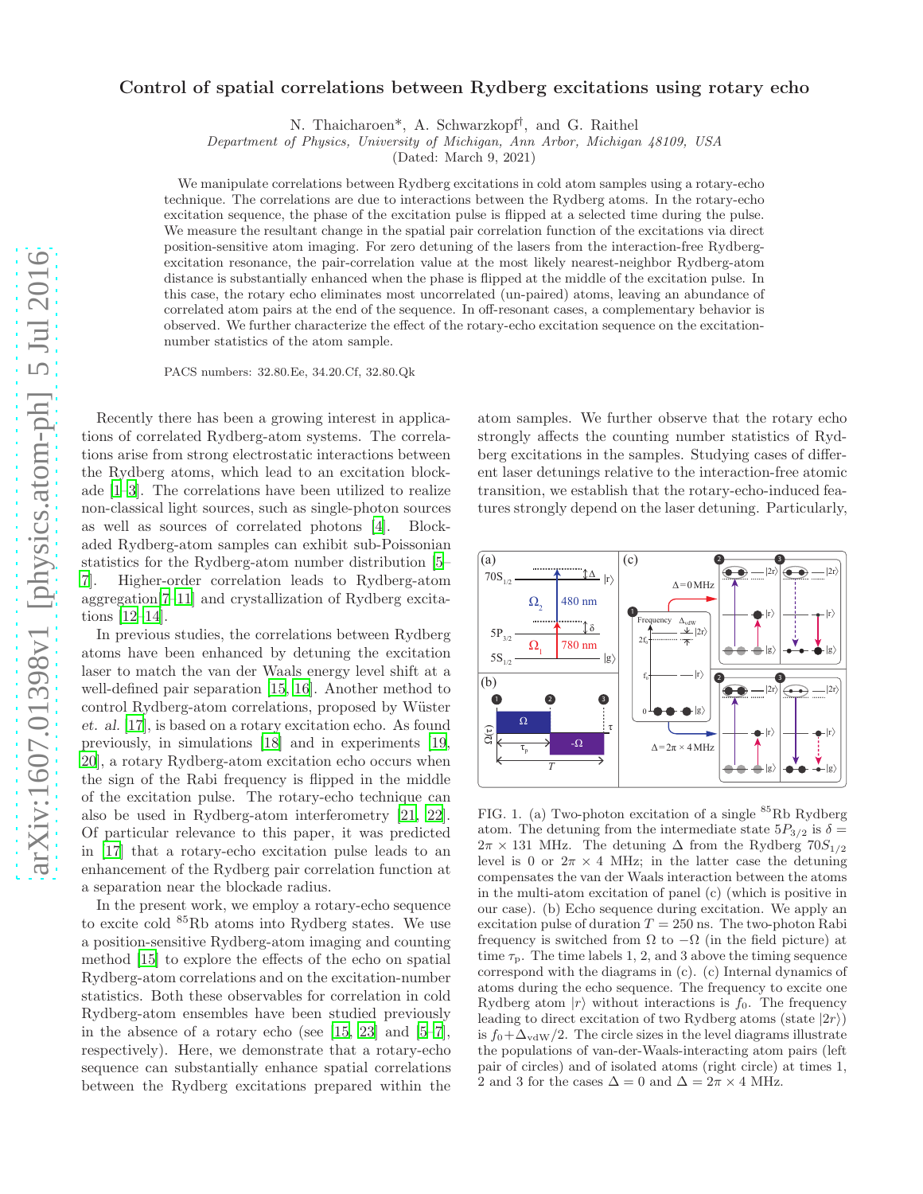# Control of spatial correlations between Rydberg excitations using rotary echo

N. Thaicharoen*, A. Schwarzkopf†, and G. Raithel

*Department of Physics, University of Michigan, Ann Arbor, Michigan 48109, USA*

(Dated: March 9, 2021)

We manipulate correlations between Rydberg excitations in cold atom samples using a rotary-echo technique. The correlations are due to interactions between the Rydberg atoms. In the rotary-echo excitation sequence, the phase of the excitation pulse is flipped at a selected time during the pulse. We measure the resultant change in the spatial pair correlation function of the excitations via direct position-sensitive atom imaging. For zero detuning of the lasers from the interaction-free Rydberg-excitation resonance, the pair-correlation value at the most likely nearest-neighbor Rydberg-atom distance is substantially enhanced when the phase is flipped at the middle of the excitation pulse. In this case, the rotary echo eliminates most uncorrelated (un-paired) atoms, leaving an abundance of correlated atom pairs at the end of the sequence. In off-resonant cases, a complementary behavior is observed. We further characterize the effect of the rotary-echo excitation sequence on the excitation-number statistics of the atom sample.

PACS numbers: 32.80.Ee, 34.20.Cf, 32.80.Qk

Recently there has been a growing interest in applications of correlated Rydberg-atom systems. The correlations arise from strong electrostatic interactions between the Rydberg atoms, which lead to an excitation blockade [1–3]. The correlations have been utilized to realize non-classical light sources, such as single-photon sources as well as sources of correlated photons [4]. Blockaded Rydberg-atom samples can exhibit sub-Poissonian statistics for the Rydberg-atom number distribution [5–7]. Higher-order correlation leads to Rydberg-atom aggregation[7–11] and crystallization of Rydberg excitations [12–14].

In previous studies, the correlations between Rydberg atoms have been enhanced by detuning the excitation laser to match the van der Waals energy level shift at a well-defined pair separation [15, 16]. Another method to control Rydberg-atom correlations, proposed by Wüster *et. al.* [17], is based on a rotary excitation echo. As found previously, in simulations [18] and in experiments [19, 20], a rotary Rydberg-atom excitation echo occurs when the sign of the Rabi frequency is flipped in the middle of the excitation pulse. The rotary-echo technique can also be used in Rydberg-atom interferometry [21, 22]. Of particular relevance to this paper, it was predicted in [17] that a rotary-echo excitation pulse leads to an enhancement of the Rydberg pair correlation function at a separation near the blockade radius.

In the present work, we employ a rotary-echo sequence to excite cold $^{85}$Rb atoms into Rydberg states. We use a position-sensitive Rydberg-atom imaging and counting method [15] to explore the effects of the echo on spatial Rydberg-atom correlations and on the excitation-number statistics. Both these observables for correlation in cold Rydberg-atom ensembles have been studied previously in the absence of a rotary echo (see [15, 23] and [5–7], respectively). Here, we demonstrate that a rotary-echo sequence can substantially enhance spatial correlations between the Rydberg excitations prepared within the atom samples. We further observe that the rotary echo strongly affects the counting number statistics of Rydberg excitations in the samples. Studying cases of different laser detunings relative to the interaction-free atomic transition, we establish that the rotary-echo-induced features strongly depend on the laser detuning. Particularly,

FIG. 1. (a) Two-photon excitation of a single $^{85}$Rb Rydberg atom. The detuning from the intermediate state $5P_{3/2}$ is $\delta = 2\pi \times 131$ MHz. The detuning $\Delta$ from the Rydberg $70S_{1/2}$ level is 0 or $2\pi \times 4$ MHz; in the latter case the detuning compensates the van der Waals interaction between the atoms in the multi-atom excitation of panel (c) (which is positive in our case). (b) Echo sequence during excitation. We apply an excitation pulse of duration $T = 250$ ns. The two-photon Rabi frequency is switched from $\Omega$ to $-\Omega$ (in the field picture) at time $\tau_\mathrm{p}$. The time labels 1, 2, and 3 above the timing sequence correspond with the diagrams in (c). (c) Internal dynamics of atoms during the echo sequence. The frequency to excite one Rydberg atom $|r\rangle$ without interactions is $f_0$. The frequency leading to direct excitation of two Rydberg atoms (state $|2r\rangle$) is $f_0 + \Delta_{\mathrm{vdW}}/2$. The circle sizes in the level diagrams illustrate the populations of van-der-Waals-interacting atom pairs (left pair of circles) and of isolated atoms (right circle) at times 1, 2 and 3 for the cases $\Delta = 0$ and $\Delta = 2\pi \times 4$ MHz.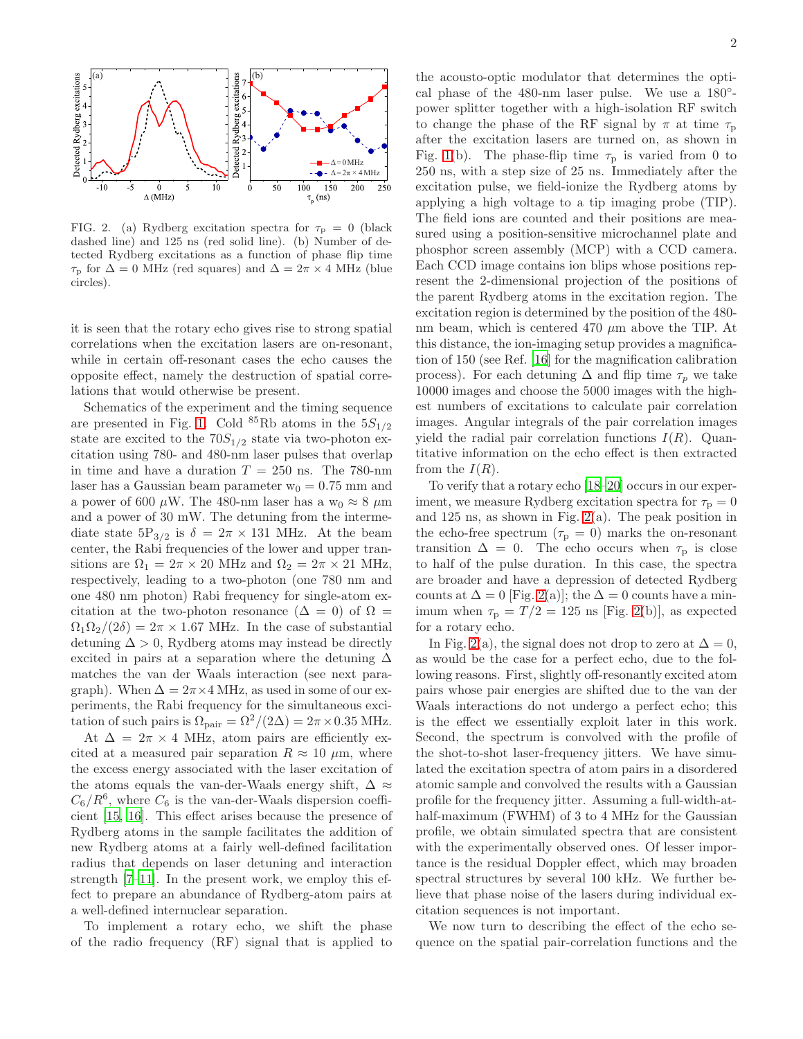FIG. 2. (a) Rydberg excitation spectra for $\tau_p = 0$ (black dashed line) and 125 ns (red solid line). (b) Number of detected Rydberg excitations as a function of phase flip time $\tau_p$ for $\Delta = 0$ MHz (red squares) and $\Delta = 2\pi \times 4$ MHz (blue circles).

it is seen that the rotary echo gives rise to strong spatial correlations when the excitation lasers are on-resonant, while in certain off-resonant cases the echo causes the opposite effect, namely the destruction of spatial correlations that would otherwise be present.

Schematics of the experiment and the timing sequence are presented in Fig. 1. Cold $^{85}$Rb atoms in the $5S_{1/2}$ state are excited to the $70S_{1/2}$ state via two-photon excitation using 780- and 480-nm laser pulses that overlap in time and have a duration $T = 250$ ns. The 780-nm laser has a Gaussian beam parameter $w_0 = 0.75$ mm and a power of 600 $\mu$W. The 480-nm laser has a $w_0 \approx 8$ $\mu$m and a power of 30 mW. The detuning from the intermediate state $5P_{3/2}$ is $\delta = 2\pi \times 131$ MHz. At the beam center, the Rabi frequencies of the lower and upper transitions are $\Omega_1 = 2\pi \times 20$ MHz and $\Omega_2 = 2\pi \times 21$ MHz, respectively, leading to a two-photon (one 780 nm and one 480 nm photon) Rabi frequency for single-atom excitation at the two-photon resonance ($\Delta = 0$) of $\Omega = \Omega_1\Omega_2/(2\delta) = 2\pi \times 1.67$ MHz. In the case of substantial detuning $\Delta > 0$, Rydberg atoms may instead be directly excited in pairs at a separation where the detuning $\Delta$ matches the van der Waals interaction (see next paragraph). When $\Delta = 2\pi \times 4$ MHz, as used in some of our experiments, the Rabi frequency for the simultaneous excitation of such pairs is $\Omega_{\rm pair} = \Omega^2/(2\Delta) = 2\pi \times 0.35$ MHz.

At $\Delta = 2\pi \times 4$ MHz, atom pairs are efficiently excited at a measured pair separation $R \approx 10$ $\mu$m, where the excess energy associated with the laser excitation of the atoms equals the van-der-Waals energy shift, $\Delta \approx C_6/R^6$, where $C_6$ is the van-der-Waals dispersion coefficient [15, 16]. This effect arises because the presence of Rydberg atoms in the sample facilitates the addition of new Rydberg atoms at a fairly well-defined facilitation radius that depends on laser detuning and interaction strength [7–11]. In the present work, we employ this effect to prepare an abundance of Rydberg-atom pairs at a well-defined internuclear separation.

To implement a rotary echo, we shift the phase of the radio frequency (RF) signal that is applied to the acousto-optic modulator that determines the optical phase of the 480-nm laser pulse. We use a 180°-power splitter together with a high-isolation RF switch to change the phase of the RF signal by $\pi$ at time $\tau_p$ after the excitation lasers are turned on, as shown in Fig. 1(b). The phase-flip time $\tau_p$ is varied from 0 to 250 ns, with a step size of 25 ns. Immediately after the excitation pulse, we field-ionize the Rydberg atoms by applying a high voltage to a tip imaging probe (TIP). The field ions are counted and their positions are measured using a position-sensitive microchannel plate and phosphor screen assembly (MCP) with a CCD camera. Each CCD image contains ion blips whose positions represent the 2-dimensional projection of the positions of the parent Rydberg atoms in the excitation region. The excitation region is determined by the position of the 480-nm beam, which is centered 470 $\mu$m above the TIP. At this distance, the ion-imaging setup provides a magnification of 150 (see Ref. [16] for the magnification calibration process). For each detuning $\Delta$ and flip time $\tau_p$ we take 10000 images and choose the 5000 images with the highest numbers of excitations to calculate pair correlation images. Angular integrals of the pair correlation images yield the radial pair correlation functions $I(R)$. Quantitative information on the echo effect is then extracted from the $I(R)$.

To verify that a rotary echo [18–20] occurs in our experiment, we measure Rydberg excitation spectra for $\tau_p = 0$ and 125 ns, as shown in Fig. 2(a). The peak position in the echo-free spectrum ($\tau_p = 0$) marks the on-resonant transition $\Delta = 0$. The echo occurs when $\tau_p$ is close to half of the pulse duration. In this case, the spectra are broader and have a depression of detected Rydberg counts at $\Delta = 0$ [Fig. 2(a)]; the $\Delta = 0$ counts have a minimum when $\tau_p = T/2 = 125$ ns [Fig. 2(b)], as expected for a rotary echo.

In Fig. 2(a), the signal does not drop to zero at $\Delta = 0$, as would be the case for a perfect echo, due to the following reasons. First, slightly off-resonantly excited atom pairs whose pair energies are shifted due to the van der Waals interactions do not undergo a perfect echo; this is the effect we essentially exploit later in this work. Second, the spectrum is convolved with the profile of the shot-to-shot laser-frequency jitters. We have simulated the excitation spectra of atom pairs in a disordered atomic sample and convolved the results with a Gaussian profile for the frequency jitter. Assuming a full-width-at-half-maximum (FWHM) of 3 to 4 MHz for the Gaussian profile, we obtain simulated spectra that are consistent with the experimentally observed ones. Of lesser importance is the residual Doppler effect, which may broaden spectral structures by several 100 kHz. We further believe that phase noise of the lasers during individual excitation sequences is not important.

We now turn to describing the effect of the echo sequence on the spatial pair-correlation functions and the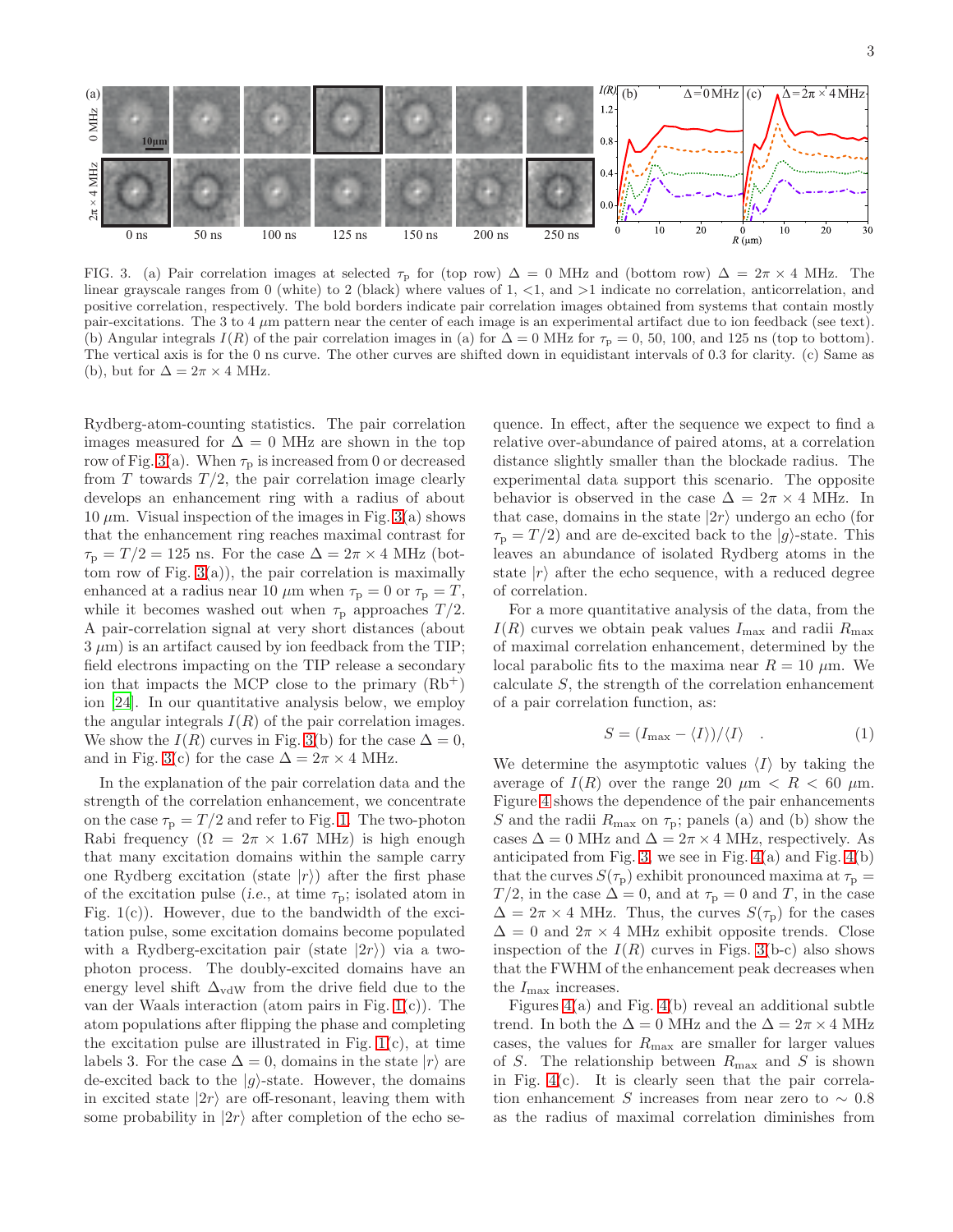FIG. 3. (a) Pair correlation images at selected $\tau_p$ for (top row) $\Delta = 0$ MHz and (bottom row) $\Delta = 2\pi \times 4$ MHz. The linear grayscale ranges from 0 (white) to 2 (black) where values of 1, <1, and >1 indicate no correlation, anticorrelation, and positive correlation, respectively. The bold borders indicate pair correlation images obtained from systems that contain mostly pair-excitations. The 3 to 4 $\mu$m pattern near the center of each image is an experimental artifact due to ion feedback (see text). (b) Angular integrals $I(R)$ of the pair correlation images in (a) for $\Delta = 0$ MHz for $\tau_p = 0$, 50, 100, and 125 ns (top to bottom). The vertical axis is for the 0 ns curve. The other curves are shifted down in equidistant intervals of 0.3 for clarity. (c) Same as (b), but for $\Delta = 2\pi \times 4$ MHz.

Rydberg-atom-counting statistics. The pair correlation images measured for $\Delta = 0$ MHz are shown in the top row of Fig. 3(a). When $\tau_p$ is increased from 0 or decreased from $T$ towards $T/2$, the pair correlation image clearly develops an enhancement ring with a radius of about 10 $\mu$m. Visual inspection of the images in Fig. 3(a) shows that the enhancement ring reaches maximal contrast for $\tau_p = T/2 = 125$ ns. For the case $\Delta = 2\pi \times 4$ MHz (bottom row of Fig. 3(a)), the pair correlation is maximally enhanced at a radius near 10 $\mu$m when $\tau_p = 0$ or $\tau_p = T$, while it becomes washed out when $\tau_p$ approaches $T/2$. A pair-correlation signal at very short distances (about 3 $\mu$m) is an artifact caused by ion feedback from the TIP; field electrons impacting on the TIP release a secondary ion that impacts the MCP close to the primary ($Rb^+$) ion [24]. In our quantitative analysis below, we employ the angular integrals $I(R)$ of the pair correlation images. We show the $I(R)$ curves in Fig. 3(b) for the case $\Delta = 0$, and in Fig. 3(c) for the case $\Delta = 2\pi \times 4$ MHz.

In the explanation of the pair correlation data and the strength of the correlation enhancement, we concentrate on the case $\tau_p = T/2$ and refer to Fig. 1. The two-photon Rabi frequency ($\Omega = 2\pi \times 1.67$ MHz) is high enough that many excitation domains within the sample carry one Rydberg excitation (state $|r\rangle$) after the first phase of the excitation pulse (*i.e.*, at time $\tau_p$; isolated atom in Fig. 1(c)). However, due to the bandwidth of the excitation pulse, some excitation domains become populated with a Rydberg-excitation pair (state $|2r\rangle$) via a two-photon process. The doubly-excited domains have an energy level shift $\Delta_{\rm vdW}$ from the drive field due to the van der Waals interaction (atom pairs in Fig. 1(c)). The atom populations after flipping the phase and completing the excitation pulse are illustrated in Fig. 1(c), at time labels 3. For the case $\Delta = 0$, domains in the state $|r\rangle$ are de-excited back to the $|g\rangle$-state. However, the domains in excited state $|2r\rangle$ are off-resonant, leaving them with some probability in $|2r\rangle$ after completion of the echo sequence. In effect, after the sequence we expect to find a relative over-abundance of paired atoms, at a correlation distance slightly smaller than the blockade radius. The experimental data support this scenario. The opposite behavior is observed in the case $\Delta = 2\pi \times 4$ MHz. In that case, domains in the state $|2r\rangle$ undergo an echo (for $\tau_p = T/2$) and are de-excited back to the $|g\rangle$-state. This leaves an abundance of isolated Rydberg atoms in the state $|r\rangle$ after the echo sequence, with a reduced degree of correlation.

For a more quantitative analysis of the data, from the $I(R)$ curves we obtain peak values $I_{\max}$ and radii $R_{\max}$ of maximal correlation enhancement, determined by the local parabolic fits to the maxima near $R = 10$ $\mu$m. We calculate $S$, the strength of the correlation enhancement of a pair correlation function, as:

$$S = (I_{\max} - \langle I \rangle)/\langle I \rangle \quad . \tag{1}$$

We determine the asymptotic values $\langle I \rangle$ by taking the average of $I(R)$ over the range 20 $\mu$m $< R <$ 60 $\mu$m. Figure 4 shows the dependence of the pair enhancements $S$ and the radii $R_{\max}$ on $\tau_p$; panels (a) and (b) show the cases $\Delta = 0$ MHz and $\Delta = 2\pi \times 4$ MHz, respectively. As anticipated from Fig. 3, we see in Fig. 4(a) and Fig. 4(b) that the curves $S(\tau_p)$ exhibit pronounced maxima at $\tau_p = T/2$, in the case $\Delta = 0$, and at $\tau_p = 0$ and $T$, in the case $\Delta = 2\pi \times 4$ MHz. Thus, the curves $S(\tau_p)$ for the cases $\Delta = 0$ and $2\pi \times 4$ MHz exhibit opposite trends. Close inspection of the $I(R)$ curves in Figs. 3(b-c) also shows that the FWHM of the enhancement peak decreases when the $I_{\max}$ increases.

Figures 4(a) and Fig. 4(b) reveal an additional subtle trend. In both the $\Delta = 0$ MHz and the $\Delta = 2\pi \times 4$ MHz cases, the values for $R_{\max}$ are smaller for larger values of $S$. The relationship between $R_{\max}$ and $S$ is shown in Fig. 4(c). It is clearly seen that the pair correlation enhancement $S$ increases from near zero to $\sim 0.8$ as the radius of maximal correlation diminishes from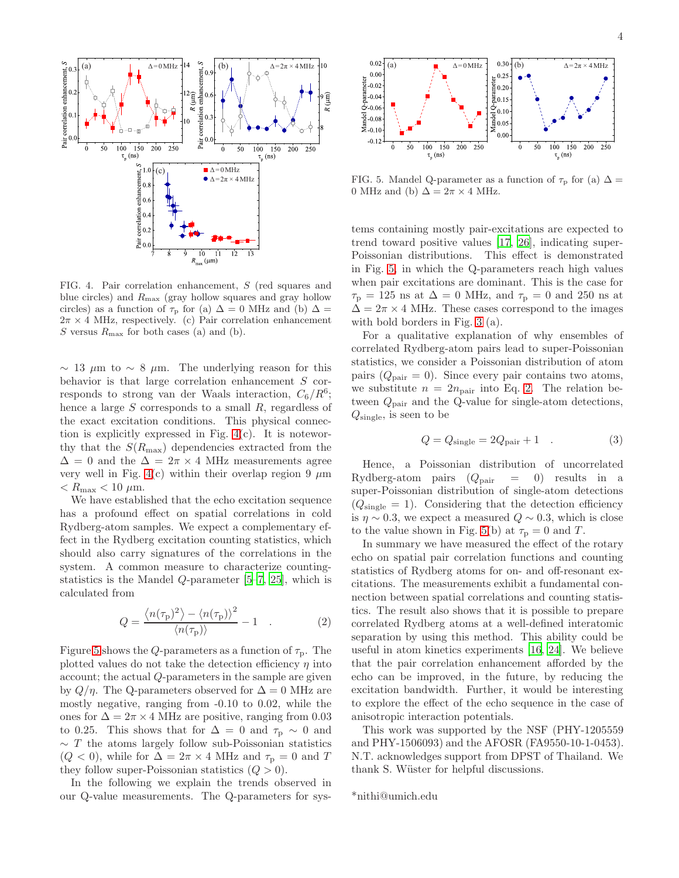FIG. 4. Pair correlation enhancement, $S$ (red squares and blue circles) and $R_{\rm max}$ (gray hollow squares and gray hollow circles) as a function of $\tau_{\rm p}$ for (a) $\Delta = 0$ MHz and (b) $\Delta = 2\pi \times 4$ MHz, respectively. (c) Pair correlation enhancement $S$ versus $R_{\rm max}$ for both cases (a) and (b).

$\sim 13$ $\mu$m to $\sim 8$ $\mu$m. The underlying reason for this behavior is that large correlation enhancement $S$ corresponds to strong van der Waals interaction, $C_6/R^6$; hence a large $S$ corresponds to a small $R$, regardless of the exact excitation conditions. This physical connection is explicitly expressed in Fig. 4(c). It is noteworthy that the $S(R_{\rm max})$ dependencies extracted from the $\Delta = 0$ and the $\Delta = 2\pi \times 4$ MHz measurements agree very well in Fig. 4(c) within their overlap region 9 $\mu$m $< R_{\rm max} < 10$ $\mu$m.

We have established that the echo excitation sequence has a profound effect on spatial correlations in cold Rydberg-atom samples. We expect a complementary effect in the Rydberg excitation counting statistics, which should also carry signatures of the correlations in the system. A common measure to characterize counting-statistics is the Mandel $Q$-parameter [5–7, 25], which is calculated from

$$Q = \frac{\langle n(\tau_{\rm p})^2\rangle - \langle n(\tau_{\rm p})\rangle^2}{\langle n(\tau_{\rm p})\rangle} - 1 \quad . \tag{2}$$

Figure 5 shows the $Q$-parameters as a function of $\tau_{\rm p}$. The plotted values do not take the detection efficiency $\eta$ into account; the actual $Q$-parameters in the sample are given by $Q/\eta$. The Q-parameters observed for $\Delta = 0$ MHz are mostly negative, ranging from -0.10 to 0.02, while the ones for $\Delta = 2\pi \times 4$ MHz are positive, ranging from 0.03 to 0.25. This shows that for $\Delta = 0$ and $\tau_{\rm p} \sim 0$ and $\sim T$ the atoms largely follow sub-Poissonian statistics ($Q < 0$), while for $\Delta = 2\pi \times 4$ MHz and $\tau_{\rm p} = 0$ and $T$ they follow super-Poissonian statistics ($Q > 0$).

In the following we explain the trends observed in our Q-value measurements. The Q-parameters for systems containing mostly pair-excitations are expected to trend toward positive values [17, 26], indicating super-Poissonian distributions. This effect is demonstrated in Fig. 5, in which the Q-parameters reach high values when pair excitations are dominant. This is the case for $\tau_{\rm p} = 125$ ns at $\Delta = 0$ MHz, and $\tau_{\rm p} = 0$ and 250 ns at $\Delta = 2\pi \times 4$ MHz. These cases correspond to the images with bold borders in Fig. 3 (a).

FIG. 5. Mandel Q-parameter as a function of $\tau_{\rm p}$ for (a) $\Delta = 0$ MHz and (b) $\Delta = 2\pi \times 4$ MHz.

For a qualitative explanation of why ensembles of correlated Rydberg-atom pairs lead to super-Poissonian statistics, we consider a Poissonian distribution of atom pairs ($Q_{\rm pair} = 0$). Since every pair contains two atoms, we substitute $n = 2n_{\rm pair}$ into Eq. 2. The relation between $Q_{\rm pair}$ and the Q-value for single-atom detections, $Q_{\rm single}$, is seen to be

$$Q = Q_{\rm single} = 2Q_{\rm pair} + 1 \quad . \tag{3}$$

Hence, a Poissonian distribution of uncorrelated Rydberg-atom pairs ($Q_{\rm pair} = 0$) results in a super-Poissonian distribution of single-atom detections ($Q_{\rm single} = 1$). Considering that the detection efficiency is $\eta \sim 0.3$, we expect a measured $Q \sim 0.3$, which is close to the value shown in Fig. 5(b) at $\tau_{\rm p} = 0$ and $T$.

In summary we have measured the effect of the rotary echo on spatial pair correlation functions and counting statistics of Rydberg atoms for on- and off-resonant excitations. The measurements exhibit a fundamental connection between spatial correlations and counting statistics. The result also shows that it is possible to prepare correlated Rydberg atoms at a well-defined interatomic separation by using this method. This ability could be useful in atom kinetics experiments [16, 24]. We believe that the pair correlation enhancement afforded by the echo can be improved, in the future, by reducing the excitation bandwidth. Further, it would be interesting to explore the effect of the echo sequence in the case of anisotropic interaction potentials.

This work was supported by the NSF (PHY-1205559 and PHY-1506093) and the AFOSR (FA9550-10-1-0453). N.T. acknowledges support from DPST of Thailand. We thank S. Wüster for helpful discussions.

*nithi@umich.edu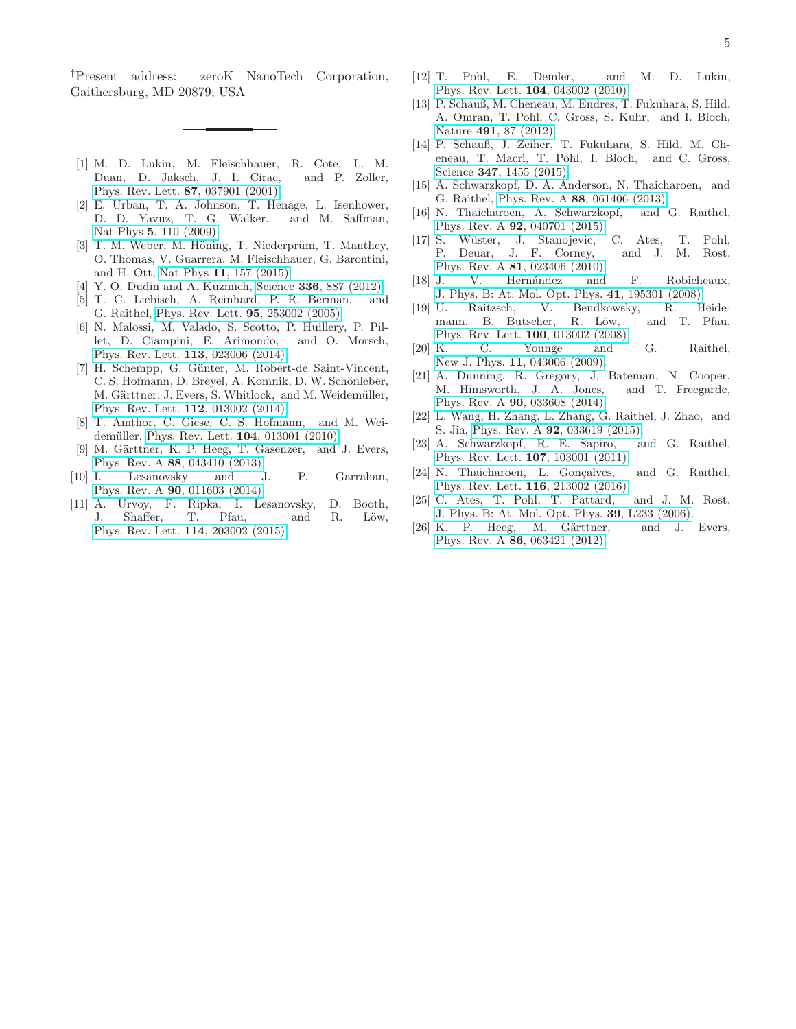†Present address: zeroK NanoTech Corporation, Gaithersburg, MD 20879, USA

---

[1] M. D. Lukin, M. Fleischhauer, R. Cote, L. M. Duan, D. Jaksch, J. I. Cirac, and P. Zoller, Phys. Rev. Lett. **87**, 037901 (2001).

[2] E. Urban, T. A. Johnson, T. Henage, L. Isenhower, D. D. Yavuz, T. G. Walker, and M. Saffman, Nat Phys **5**, 110 (2009).

[3] T. M. Weber, M. Höning, T. Niederprüm, T. Manthey, O. Thomas, V. Guarrera, M. Fleischhauer, G. Barontini, and H. Ott, Nat Phys **11**, 157 (2015).

[4] Y. O. Dudin and A. Kuzmich, Science **336**, 887 (2012).

[5] T. C. Liebisch, A. Reinhard, P. R. Berman, and G. Raithel, Phys. Rev. Lett. **95**, 253002 (2005).

[6] N. Malossi, M. Valado, S. Scotto, P. Huillery, P. Pillet, D. Ciampini, E. Arimondo, and O. Morsch, Phys. Rev. Lett. **113**, 023006 (2014).

[7] H. Schempp, G. Günter, M. Robert-de Saint-Vincent, C. S. Hofmann, D. Breyel, A. Komnik, D. W. Schönleber, M. Gärttner, J. Evers, S. Whitlock, and M. Weidemüller, Phys. Rev. Lett. **112**, 013002 (2014).

[8] T. Amthor, C. Giese, C. S. Hofmann, and M. Weidemüller, Phys. Rev. Lett. **104**, 013001 (2010).

[9] M. Gärttner, K. P. Heeg, T. Gasenzer, and J. Evers, Phys. Rev. A **88**, 043410 (2013).

[10] I. Lesanovsky and J. P. Garrahan, Phys. Rev. A **90**, 011603 (2014).

[11] A. Urvoy, F. Ripka, I. Lesanovsky, D. Booth, J. Shaffer, T. Pfau, and R. Löw, Phys. Rev. Lett. **114**, 203002 (2015).

[12] T. Pohl, E. Demler, and M. D. Lukin, Phys. Rev. Lett. **104**, 043002 (2010).

[13] P. Schauß, M. Cheneau, M. Endres, T. Fukuhara, S. Hild, A. Omran, T. Pohl, C. Gross, S. Kuhr, and I. Bloch, Nature **491**, 87 (2012).

[14] P. Schauß, J. Zeiher, T. Fukuhara, S. Hild, M. Cheneau, T. Macrì, T. Pohl, I. Bloch, and C. Gross, Science **347**, 1455 (2015).

[15] A. Schwarzkopf, D. A. Anderson, N. Thaicharoen, and G. Raithel, Phys. Rev. A **88**, 061406 (2013).

[16] N. Thaicharoen, A. Schwarzkopf, and G. Raithel, Phys. Rev. A **92**, 040701 (2015).

[17] S. Wüster, J. Stanojevic, C. Ates, T. Pohl, P. Deuar, J. F. Corney, and J. M. Rost, Phys. Rev. A **81**, 023406 (2010).

[18] J. V. Hernández and F. Robicheaux, J. Phys. B: At. Mol. Opt. Phys. **41**, 195301 (2008).

[19] U. Raitzsch, V. Bendkowsky, R. Heidemann, B. Butscher, R. Löw, and T. Pfau, Phys. Rev. Lett. **100**, 013002 (2008).

[20] K. C. Younge and G. Raithel, New J. Phys. **11**, 043006 (2009).

[21] A. Dunning, R. Gregory, J. Bateman, N. Cooper, M. Himsworth, J. A. Jones, and T. Freegarde, Phys. Rev. A **90**, 033608 (2014).

[22] L. Wang, H. Zhang, L. Zhang, G. Raithel, J. Zhao, and S. Jia, Phys. Rev. A **92**, 033619 (2015).

[23] A. Schwarzkopf, R. E. Sapiro, and G. Raithel, Phys. Rev. Lett. **107**, 103001 (2011).

[24] N. Thaicharoen, L. Gonçalves, and G. Raithel, Phys. Rev. Lett. **116**, 213002 (2016).

[25] C. Ates, T. Pohl, T. Pattard, and J. M. Rost, J. Phys. B: At. Mol. Opt. Phys. **39**, L233 (2006).

[26] K. P. Heeg, M. Gärttner, and J. Evers, Phys. Rev. A **86**, 063421 (2012).